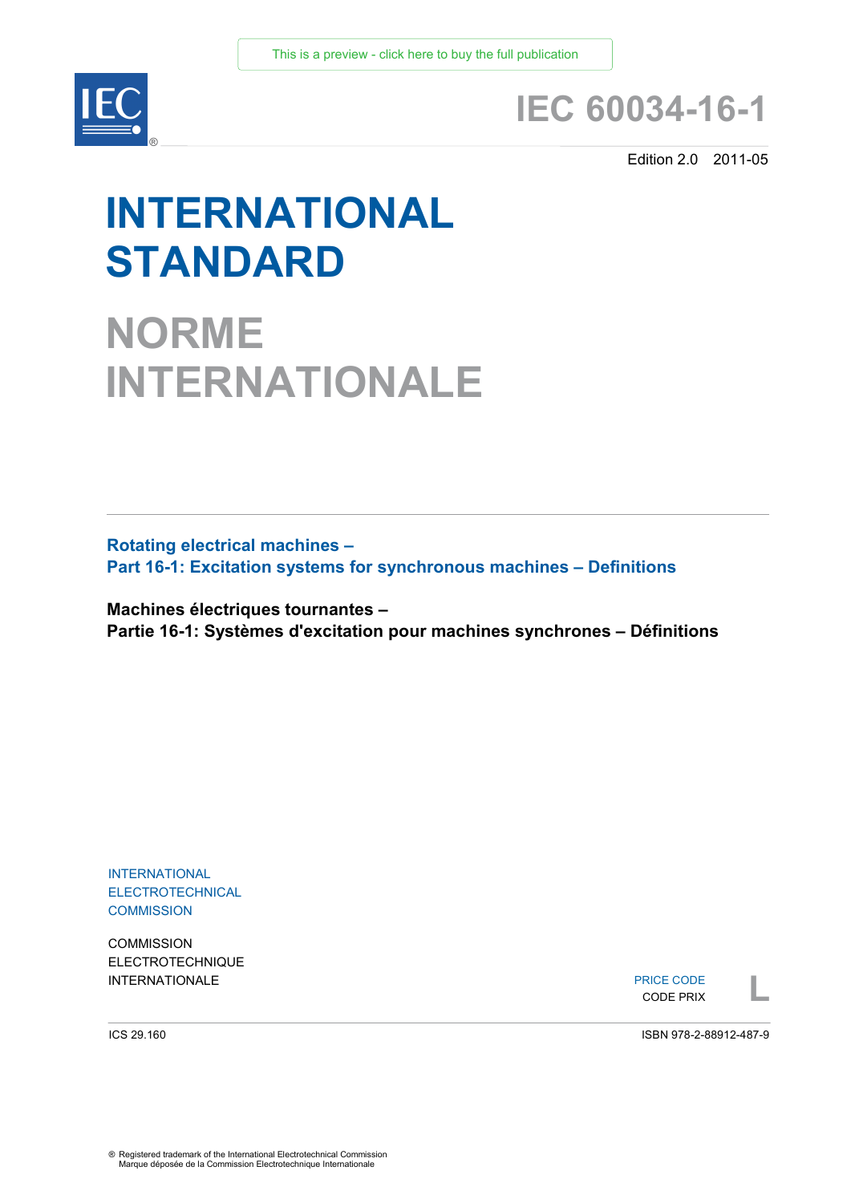This is a preview - click here to buy the full publication

# IEC 60034-16-1

Edition 2.0 2011-05

# INTERNATIONAL STANDARD

# NORME INTERNATIONALE

**Rotating electrical machines –**
**Part 16-1: Excitation systems for synchronous machines – Definitions**

**Machines électriques tournantes –**
**Partie 16-1: Systèmes d'excitation pour machines synchrones – Définitions**

INTERNATIONAL
ELECTROTECHNICAL
COMMISSION

COMMISSION
ELECTROTECHNIQUE
INTERNATIONALE

PRICE CODE
CODE PRIX **L**

ICS 29.160

ISBN 978-2-88912-487-9

® Registered trademark of the International Electrotechnical Commission
Marque déposée de la Commission Electrotechnique Internationale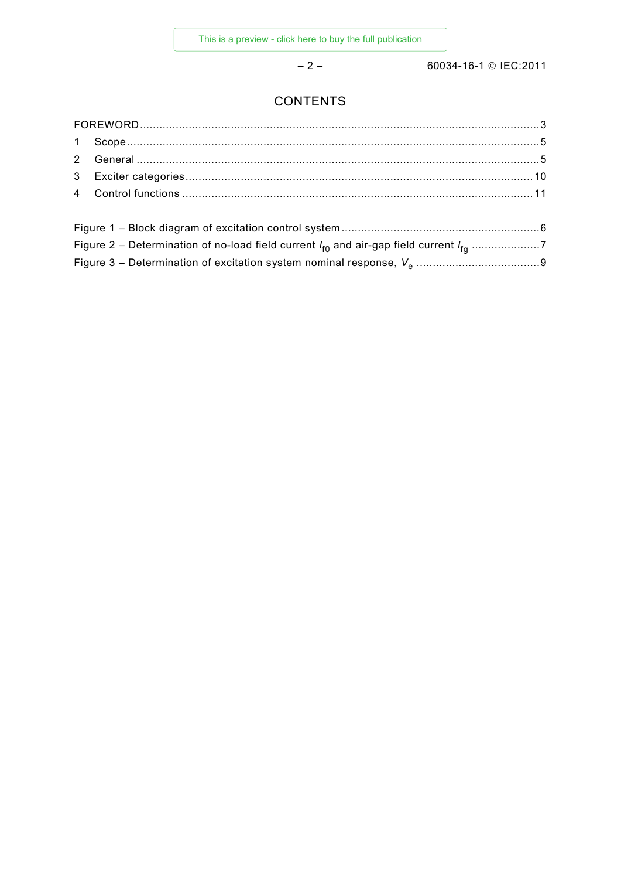# CONTENTS

FOREWORD .......... 3

1 Scope .......... 5

2 General .......... 5

3 Exciter categories .......... 10

4 Control functions .......... 11

Figure 1 – Block diagram of excitation control system .......... 6

Figure 2 – Determination of no-load field current $I_{f0}$ and air-gap field current $I_{fg}$ .......... 7

Figure 3 – Determination of excitation system nominal response, $V_e$ .......... 9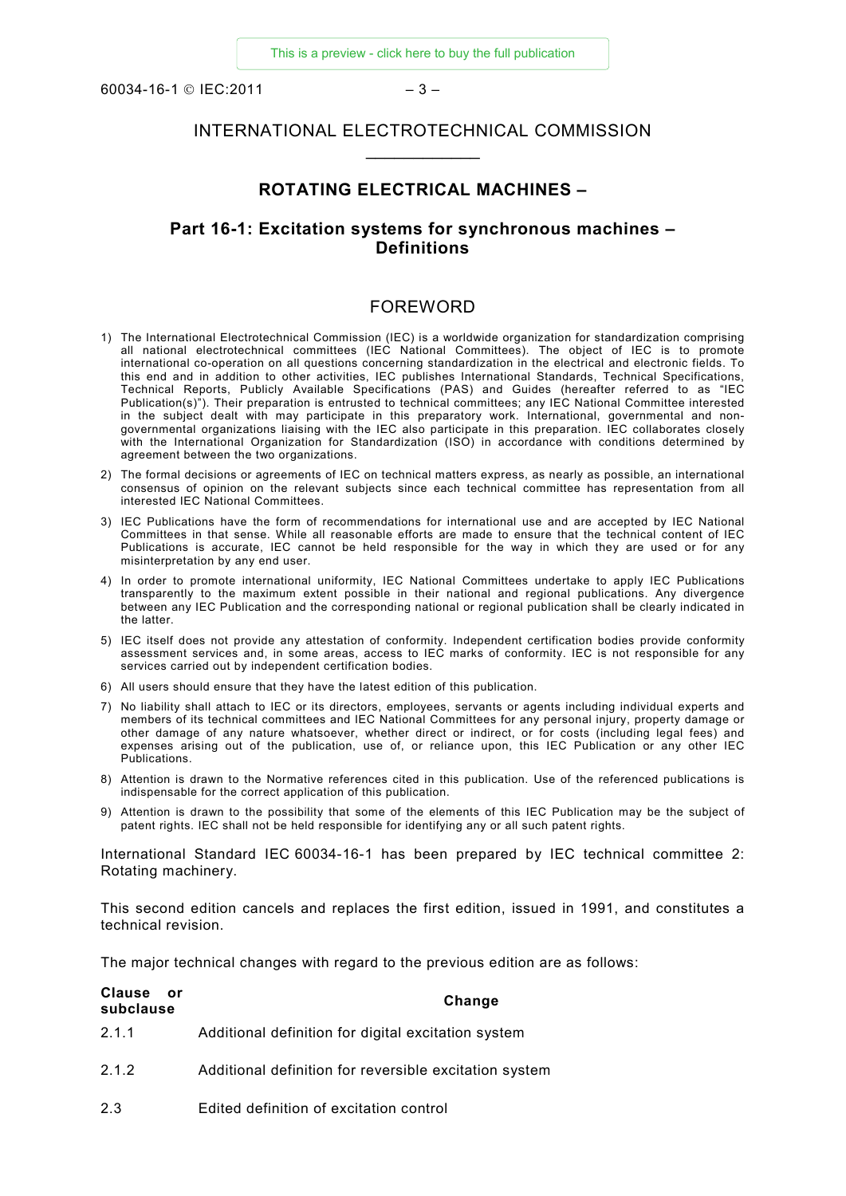# INTERNATIONAL ELECTROTECHNICAL COMMISSION

## ROTATING ELECTRICAL MACHINES –

## Part 16-1: Excitation systems for synchronous machines – Definitions

## FOREWORD

1) The International Electrotechnical Commission (IEC) is a worldwide organization for standardization comprising all national electrotechnical committees (IEC National Committees). The object of IEC is to promote international co-operation on all questions concerning standardization in the electrical and electronic fields. To this end and in addition to other activities, IEC publishes International Standards, Technical Specifications, Technical Reports, Publicly Available Specifications (PAS) and Guides (hereafter referred to as "IEC Publication(s)"). Their preparation is entrusted to technical committees; any IEC National Committee interested in the subject dealt with may participate in this preparatory work. International, governmental and non-governmental organizations liaising with the IEC also participate in this preparation. IEC collaborates closely with the International Organization for Standardization (ISO) in accordance with conditions determined by agreement between the two organizations.

2) The formal decisions or agreements of IEC on technical matters express, as nearly as possible, an international consensus of opinion on the relevant subjects since each technical committee has representation from all interested IEC National Committees.

3) IEC Publications have the form of recommendations for international use and are accepted by IEC National Committees in that sense. While all reasonable efforts are made to ensure that the technical content of IEC Publications is accurate, IEC cannot be held responsible for the way in which they are used or for any misinterpretation by any end user.

4) In order to promote international uniformity, IEC National Committees undertake to apply IEC Publications transparently to the maximum extent possible in their national and regional publications. Any divergence between any IEC Publication and the corresponding national or regional publication shall be clearly indicated in the latter.

5) IEC itself does not provide any attestation of conformity. Independent certification bodies provide conformity assessment services and, in some areas, access to IEC marks of conformity. IEC is not responsible for any services carried out by independent certification bodies.

6) All users should ensure that they have the latest edition of this publication.

7) No liability shall attach to IEC or its directors, employees, servants or agents including individual experts and members of its technical committees and IEC National Committees for any personal injury, property damage or other damage of any nature whatsoever, whether direct or indirect, or for costs (including legal fees) and expenses arising out of the publication, use of, or reliance upon, this IEC Publication or any other IEC Publications.

8) Attention is drawn to the Normative references cited in this publication. Use of the referenced publications is indispensable for the correct application of this publication.

9) Attention is drawn to the possibility that some of the elements of this IEC Publication may be the subject of patent rights. IEC shall not be held responsible for identifying any or all such patent rights.

International Standard IEC 60034-16-1 has been prepared by IEC technical committee 2: Rotating machinery.

This second edition cancels and replaces the first edition, issued in 1991, and constitutes a technical revision.

The major technical changes with regard to the previous edition are as follows:

| Clause or subclause | Change |
|---|---|
| 2.1.1 | Additional definition for digital excitation system |
| 2.1.2 | Additional definition for reversible excitation system |
| 2.3 | Edited definition of excitation control |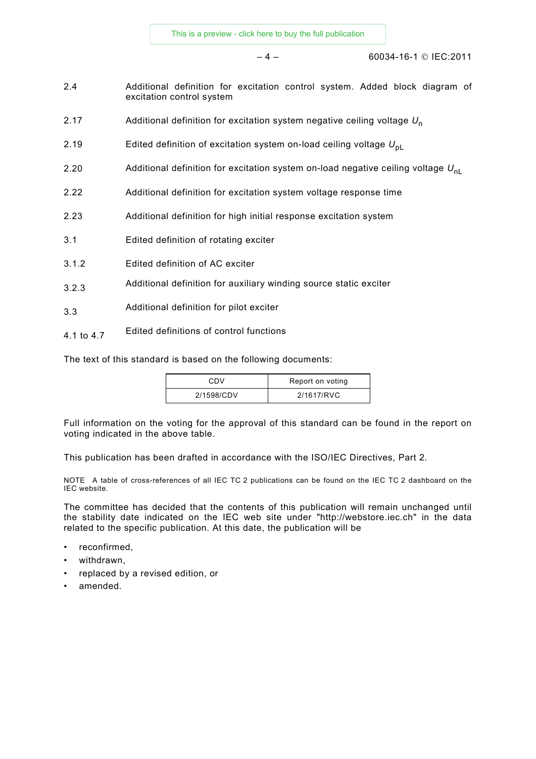| | |
|---|---|
| 2.4 | Additional definition for excitation control system. Added block diagram of excitation control system |
| 2.17 | Additional definition for excitation system negative ceiling voltage $U_n$ |
| 2.19 | Edited definition of excitation system on-load ceiling voltage $U_{pL}$ |
| 2.20 | Additional definition for excitation system on-load negative ceiling voltage $U_{nL}$ |
| 2.22 | Additional definition for excitation system voltage response time |
| 2.23 | Additional definition for high initial response excitation system |
| 3.1 | Edited definition of rotating exciter |
| 3.1.2 | Edited definition of AC exciter |
| 3.2.3 | Additional definition for auxiliary winding source static exciter |
| 3.3 | Additional definition for pilot exciter |
| 4.1 to 4.7 | Edited definitions of control functions |

The text of this standard is based on the following documents:

| CDV | Report on voting |
|---|---|
| 2/1598/CDV | 2/1617/RVC |

Full information on the voting for the approval of this standard can be found in the report on voting indicated in the above table.

This publication has been drafted in accordance with the ISO/IEC Directives, Part 2.

NOTE A table of cross-references of all IEC TC 2 publications can be found on the IEC TC 2 dashboard on the IEC website.

The committee has decided that the contents of this publication will remain unchanged until the stability date indicated on the IEC web site under "http://webstore.iec.ch" in the data related to the specific publication. At this date, the publication will be

- reconfirmed,
- withdrawn,
- replaced by a revised edition, or
- amended.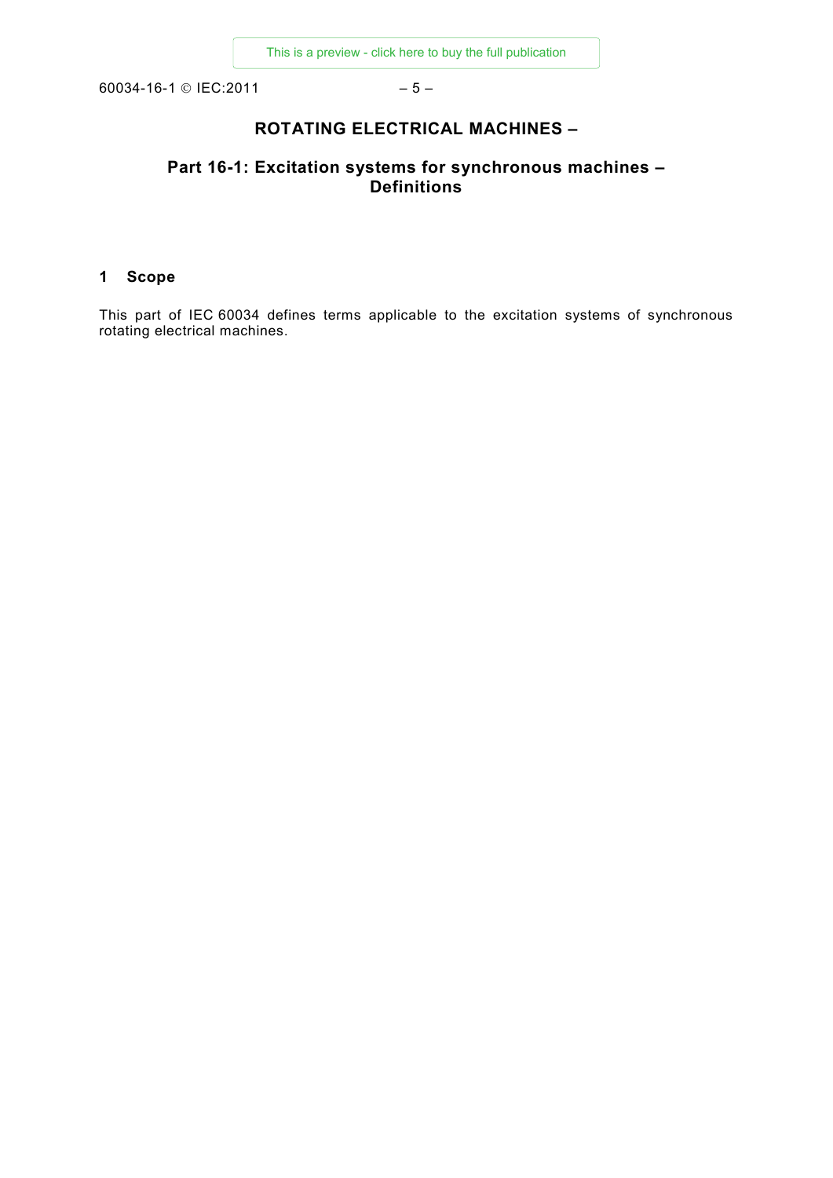# ROTATING ELECTRICAL MACHINES –

## Part 16-1: Excitation systems for synchronous machines – Definitions

### 1 Scope

This part of IEC 60034 defines terms applicable to the excitation systems of synchronous rotating electrical machines.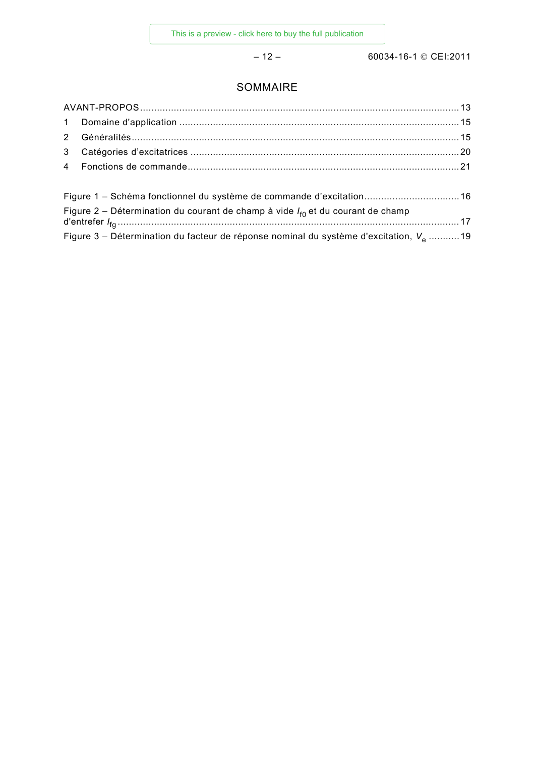# SOMMAIRE

AVANT-PROPOS .......... 13

1 Domaine d'application .......... 15

2 Généralités .......... 15

3 Catégories d'excitatrices .......... 20

4 Fonctions de commande .......... 21

Figure 1 – Schéma fonctionnel du système de commande d'excitation .......... 16

Figure 2 – Détermination du courant de champ à vide $I_{f0}$ et du courant de champ d'entrefer $I_{fg}$ .......... 17

Figure 3 – Détermination du facteur de réponse nominal du système d'excitation, $V_e$ .......... 19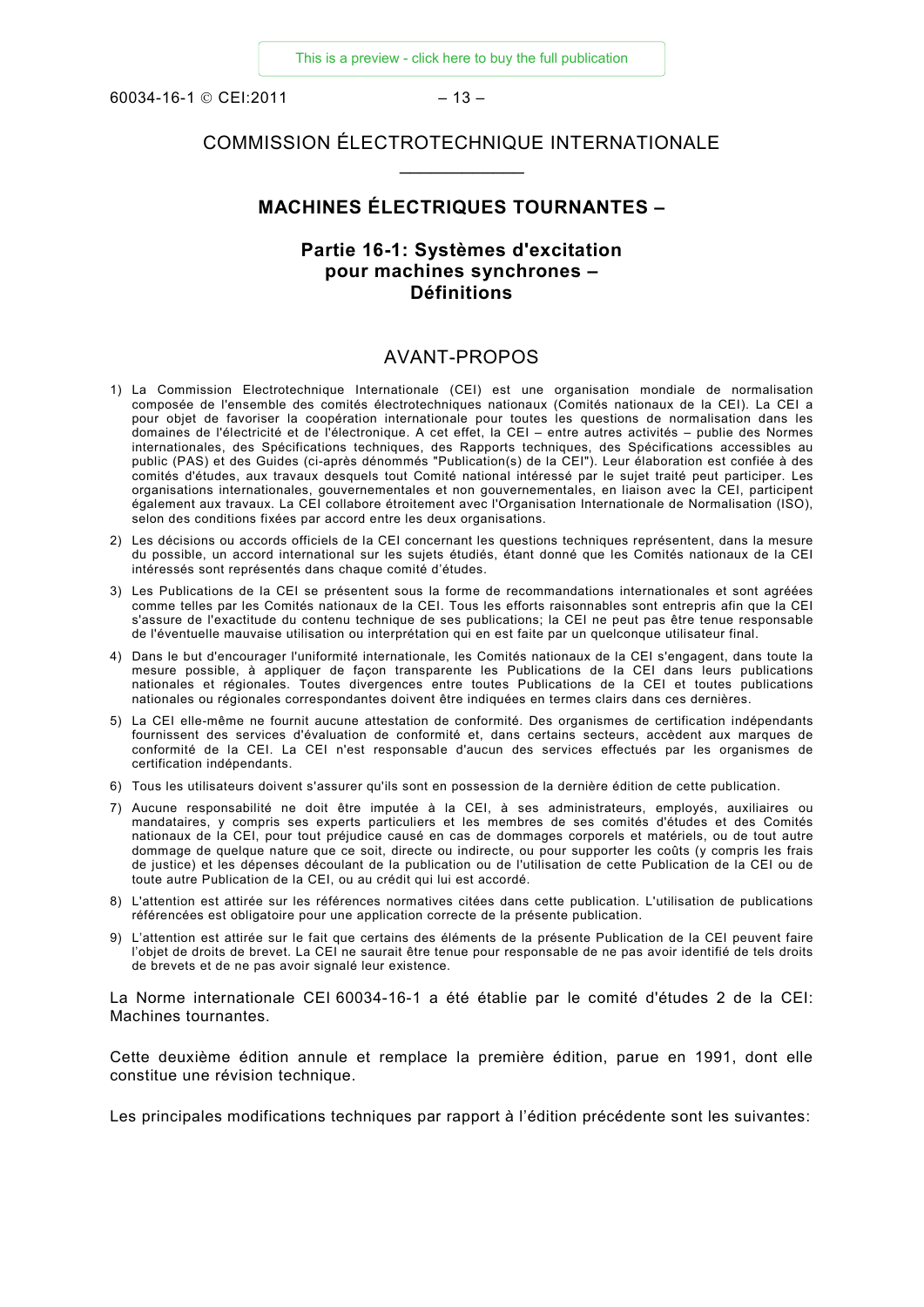COMMISSION ÉLECTROTECHNIQUE INTERNATIONALE

____________

# MACHINES ÉLECTRIQUES TOURNANTES –

## Partie 16-1: Systèmes d'excitation pour machines synchrones – Définitions

## AVANT-PROPOS

1) La Commission Electrotechnique Internationale (CEI) est une organisation mondiale de normalisation composée de l'ensemble des comités électrotechniques nationaux (Comités nationaux de la CEI). La CEI a pour objet de favoriser la coopération internationale pour toutes les questions de normalisation dans les domaines de l'électricité et de l'électronique. A cet effet, la CEI – entre autres activités – publie des Normes internationales, des Spécifications techniques, des Rapports techniques, des Spécifications accessibles au public (PAS) et des Guides (ci-après dénommés "Publication(s) de la CEI"). Leur élaboration est confiée à des comités d'études, aux travaux desquels tout Comité national intéressé par le sujet traité peut participer. Les organisations internationales, gouvernementales et non gouvernementales, en liaison avec la CEI, participent également aux travaux. La CEI collabore étroitement avec l'Organisation Internationale de Normalisation (ISO), selon des conditions fixées par accord entre les deux organisations.
2) Les décisions ou accords officiels de la CEI concernant les questions techniques représentent, dans la mesure du possible, un accord international sur les sujets étudiés, étant donné que les Comités nationaux de la CEI intéressés sont représentés dans chaque comité d'études.
3) Les Publications de la CEI se présentent sous la forme de recommandations internationales et sont agréées comme telles par les Comités nationaux de la CEI. Tous les efforts raisonnables sont entrepris afin que la CEI s'assure de l'exactitude du contenu technique de ses publications; la CEI ne peut pas être tenue responsable de l'éventuelle mauvaise utilisation ou interprétation qui en est faite par un quelconque utilisateur final.
4) Dans le but d'encourager l'uniformité internationale, les Comités nationaux de la CEI s'engagent, dans toute la mesure possible, à appliquer de façon transparente les Publications de la CEI dans leurs publications nationales et régionales. Toutes divergences entre toutes Publications de la CEI et toutes publications nationales ou régionales correspondantes doivent être indiquées en termes clairs dans ces dernières.
5) La CEI elle-même ne fournit aucune attestation de conformité. Des organismes de certification indépendants fournissent des services d'évaluation de conformité et, dans certains secteurs, accèdent aux marques de conformité de la CEI. La CEI n'est responsable d'aucun des services effectués par les organismes de certification indépendants.
6) Tous les utilisateurs doivent s'assurer qu'ils sont en possession de la dernière édition de cette publication.
7) Aucune responsabilité ne doit être imputée à la CEI, à ses administrateurs, employés, auxiliaires ou mandataires, y compris ses experts particuliers et les membres de ses comités d'études et des Comités nationaux de la CEI, pour tout préjudice causé en cas de dommages corporels et matériels, ou de tout autre dommage de quelque nature que ce soit, directe ou indirecte, ou pour supporter les coûts (y compris les frais de justice) et les dépenses découlant de la publication ou de l'utilisation de cette Publication de la CEI ou de toute autre Publication de la CEI, ou au crédit qui lui est accordé.
8) L'attention est attirée sur les références normatives citées dans cette publication. L'utilisation de publications référencées est obligatoire pour une application correcte de la présente publication.
9) L'attention est attirée sur le fait que certains des éléments de la présente Publication de la CEI peuvent faire l'objet de droits de brevet. La CEI ne saurait être tenue pour responsable de ne pas avoir identifié de tels droits de brevets et de ne pas avoir signalé leur existence.

La Norme internationale CEI 60034-16-1 a été établie par le comité d'études 2 de la CEI: Machines tournantes.

Cette deuxième édition annule et remplace la première édition, parue en 1991, dont elle constitue une révision technique.

Les principales modifications techniques par rapport à l'édition précédente sont les suivantes: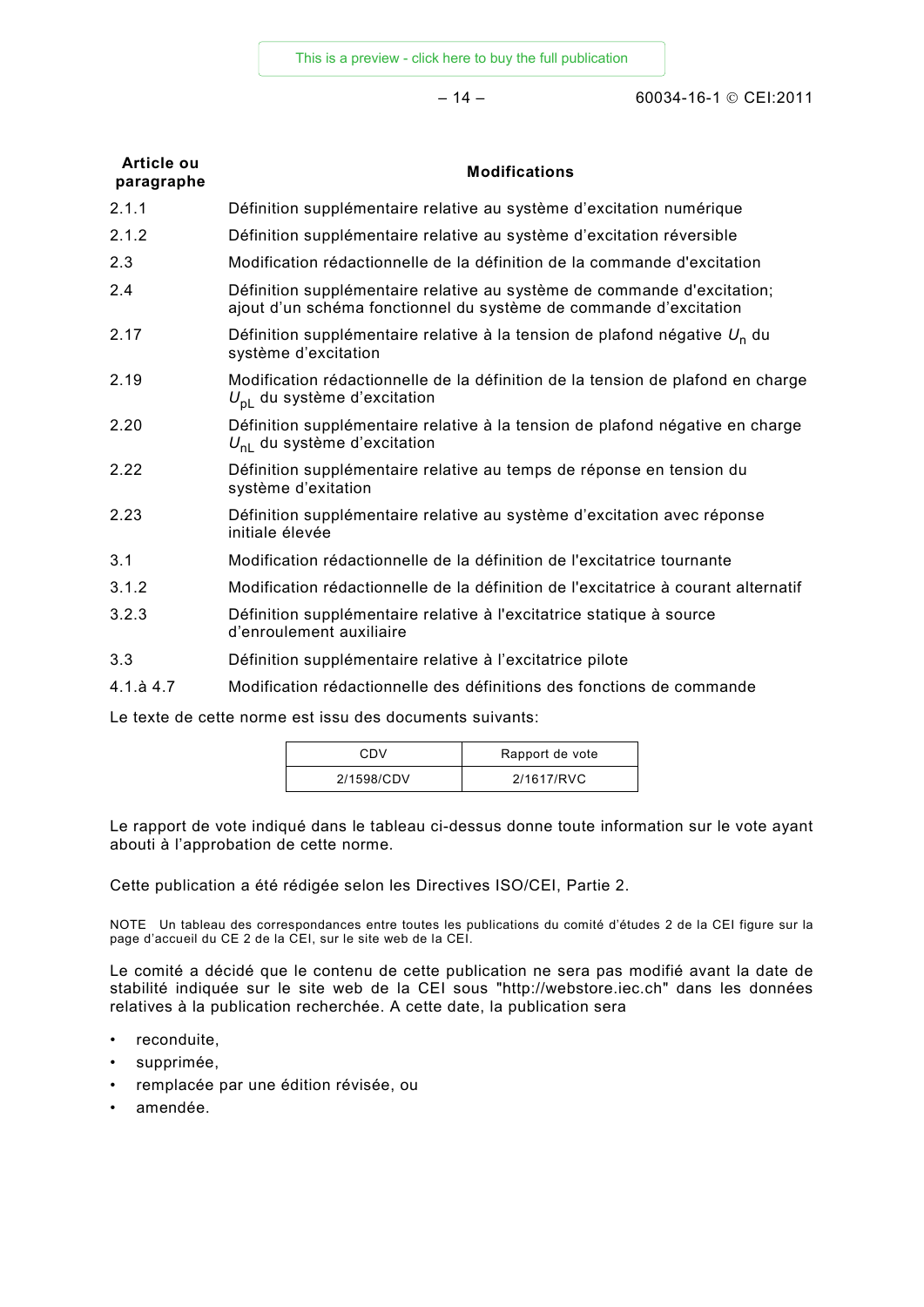| Article ou paragraphe | Modifications |
|---|---|
| 2.1.1 | Définition supplémentaire relative au système d'excitation numérique |
| 2.1.2 | Définition supplémentaire relative au système d'excitation réversible |
| 2.3 | Modification rédactionnelle de la définition de la commande d'excitation |
| 2.4 | Définition supplémentaire relative au système de commande d'excitation; ajout d'un schéma fonctionnel du système de commande d'excitation |
| 2.17 | Définition supplémentaire relative à la tension de plafond négative $U_n$ du système d'excitation |
| 2.19 | Modification rédactionnelle de la définition de la tension de plafond en charge $U_{pL}$ du système d'excitation |
| 2.20 | Définition supplémentaire relative à la tension de plafond négative en charge $U_{nL}$ du système d'excitation |
| 2.22 | Définition supplémentaire relative au temps de réponse en tension du système d'exitation |
| 2.23 | Définition supplémentaire relative au système d'excitation avec réponse initiale élevée |
| 3.1 | Modification rédactionnelle de la définition de l'excitatrice tournante |
| 3.1.2 | Modification rédactionnelle de la définition de l'excitatrice à courant alternatif |
| 3.2.3 | Définition supplémentaire relative à l'excitatrice statique à source d'enroulement auxiliaire |
| 3.3 | Définition supplémentaire relative à l'excitatrice pilote |
| 4.1.à 4.7 | Modification rédactionnelle des définitions des fonctions de commande |

Le texte de cette norme est issu des documents suivants:

| CDV | Rapport de vote |
|---|---|
| 2/1598/CDV | 2/1617/RVC |

Le rapport de vote indiqué dans le tableau ci-dessus donne toute information sur le vote ayant abouti à l'approbation de cette norme.

Cette publication a été rédigée selon les Directives ISO/CEI, Partie 2.

NOTE Un tableau des correspondances entre toutes les publications du comité d'études 2 de la CEI figure sur la page d'accueil du CE 2 de la CEI, sur le site web de la CEI.

Le comité a décidé que le contenu de cette publication ne sera pas modifié avant la date de stabilité indiquée sur le site web de la CEI sous "http://webstore.iec.ch" dans les données relatives à la publication recherchée. A cette date, la publication sera

- reconduite,
- supprimée,
- remplacée par une édition révisée, ou
- amendée.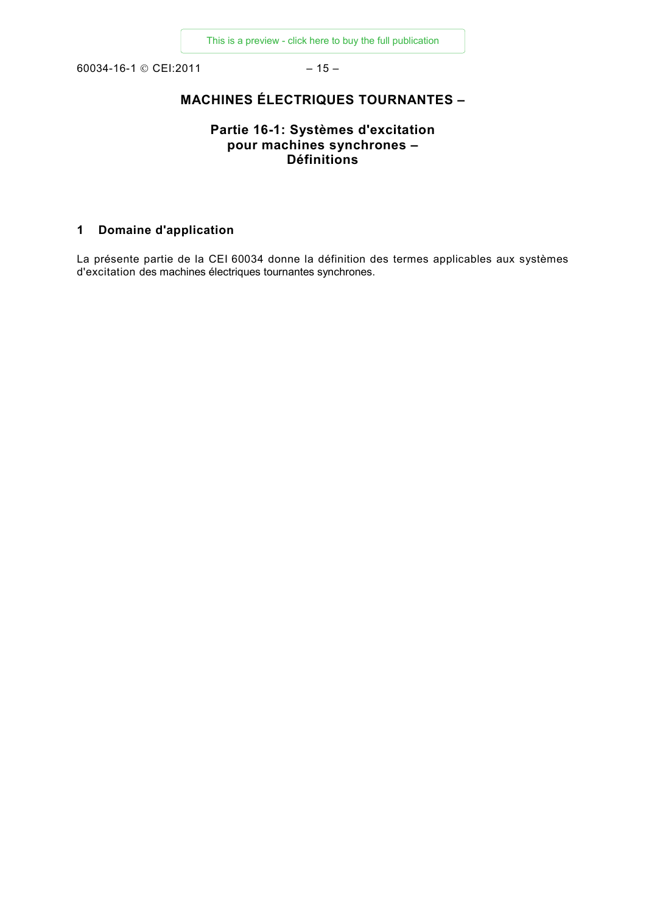# MACHINES ÉLECTRIQUES TOURNANTES –

## Partie 16-1: Systèmes d'excitation pour machines synchrones – Définitions

## 1 Domaine d'application

La présente partie de la CEI 60034 donne la définition des termes applicables aux systèmes d'excitation des machines électriques tournantes synchrones.